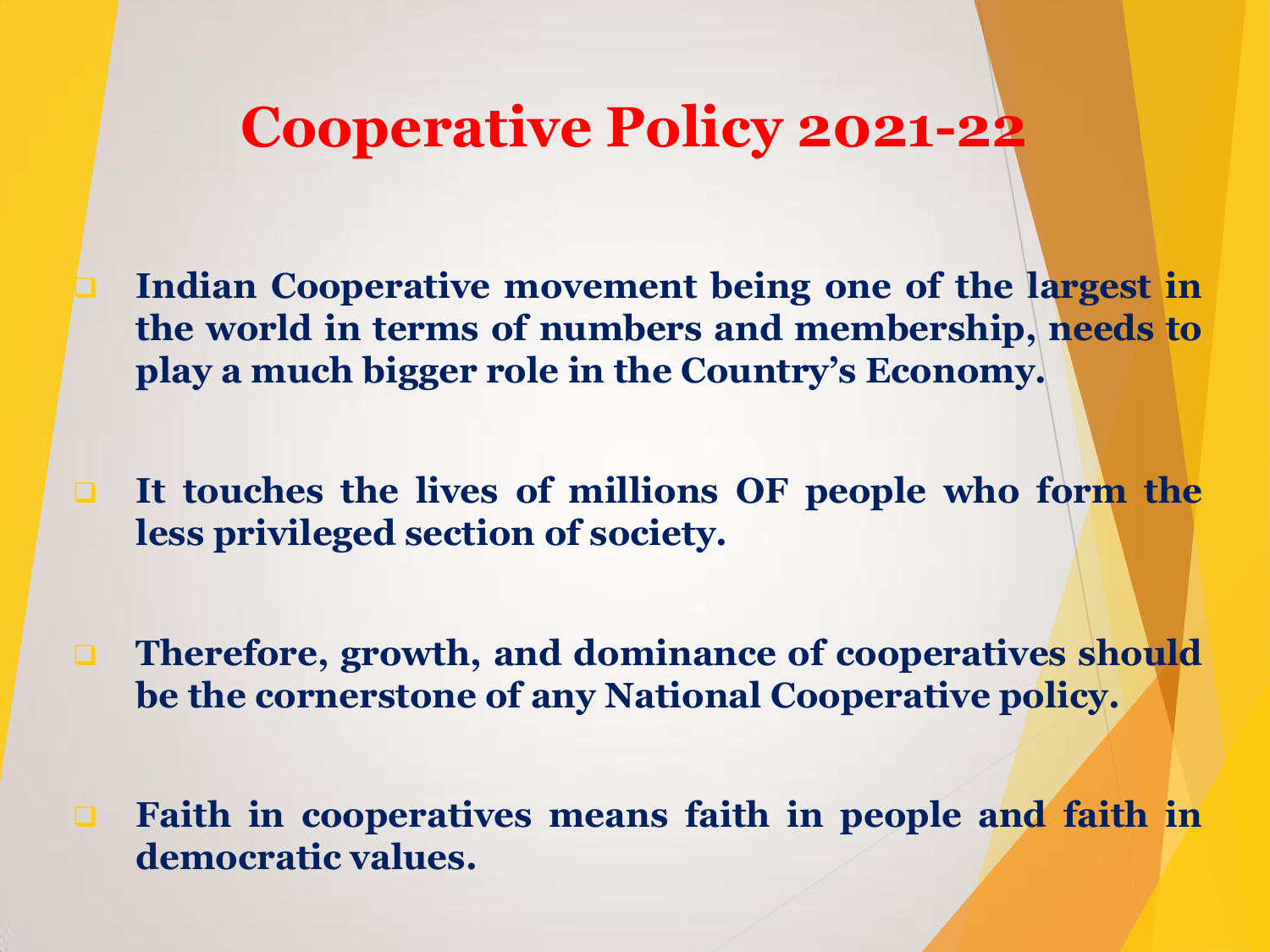# Cooperative Policy 2021-22

- **Indian Cooperative movement being one of the largest in the world in terms of numbers and membership, needs to play a much bigger role in the Country's Economy.**

- **It touches the lives of millions OF people who form the less privileged section of society.**

- **Therefore, growth, and dominance of cooperatives should be the cornerstone of any National Cooperative policy.**

- **Faith in cooperatives means faith in people and faith in democratic values.**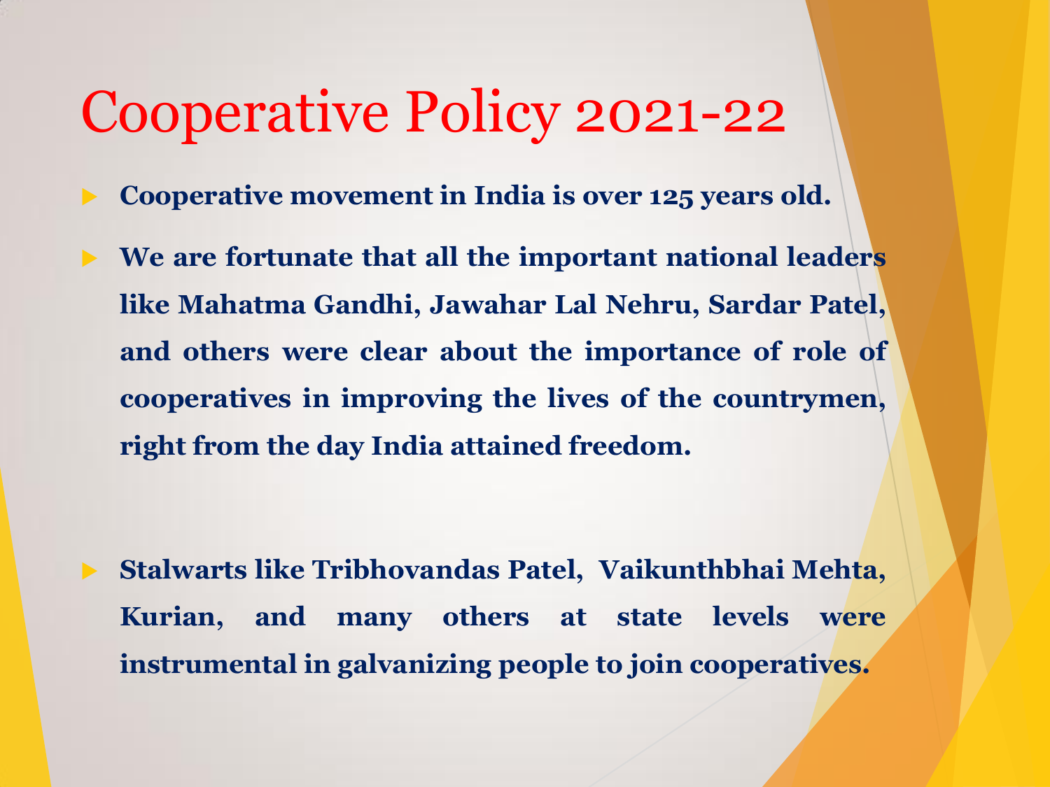# Cooperative Policy 2021-22

- **Cooperative movement in India is over 125 years old.**
- **We are fortunate that all the important national leaders like Mahatma Gandhi, Jawahar Lal Nehru, Sardar Patel, and others were clear about the importance of role of cooperatives in improving the lives of the countrymen, right from the day India attained freedom.**
- **Stalwarts like Tribhovandas Patel, Vaikunthbhai Mehta, Kurian, and many others at state levels were instrumental in galvanizing people to join cooperatives.**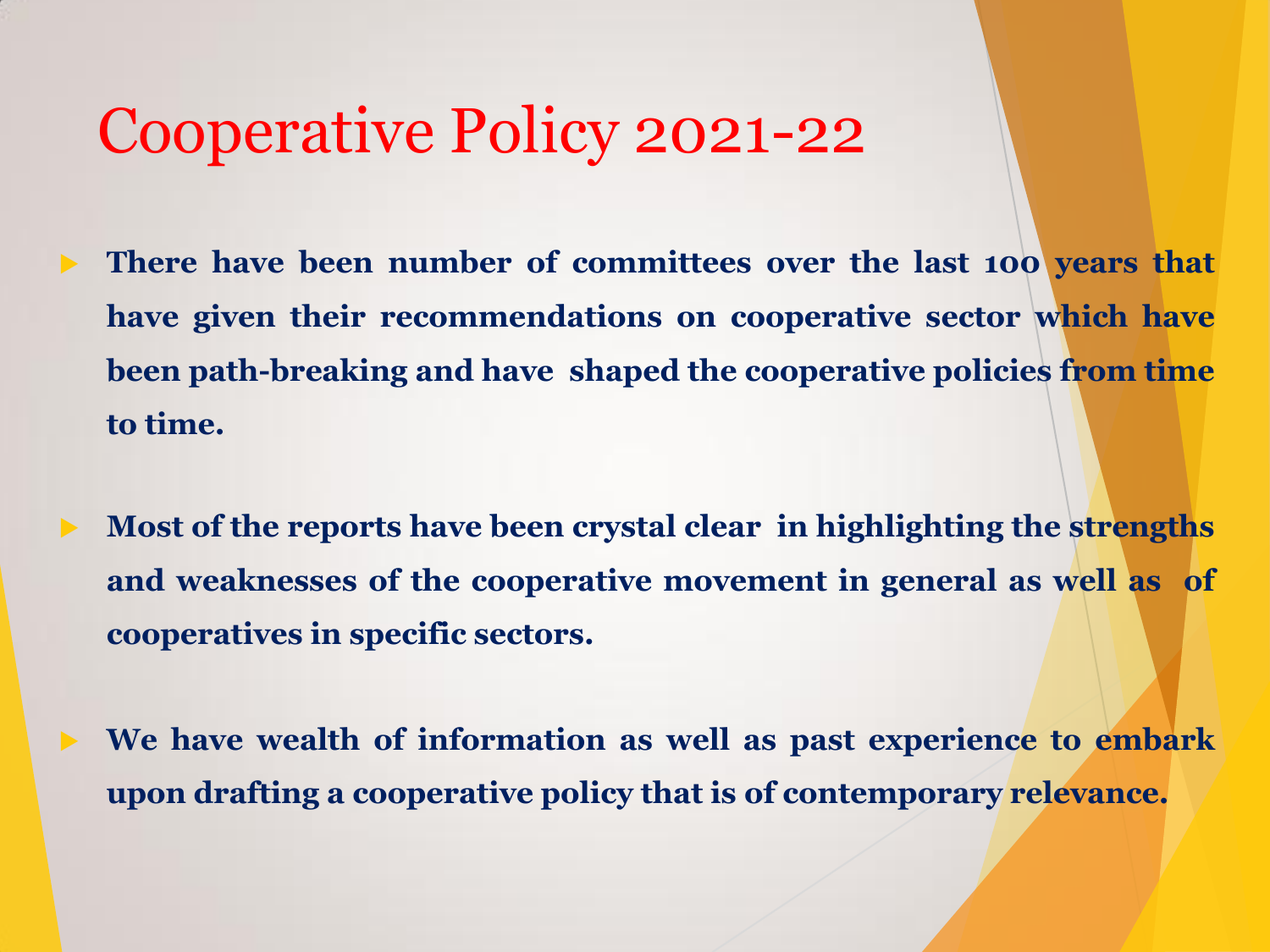# Cooperative Policy 2021-22

- **There have been number of committees over the last 100 years that have given their recommendations on cooperative sector which have been path-breaking and have shaped the cooperative policies from time to time.**

- **Most of the reports have been crystal clear in highlighting the strengths and weaknesses of the cooperative movement in general as well as of cooperatives in specific sectors.**

- **We have wealth of information as well as past experience to embark upon drafting a cooperative policy that is of contemporary relevance.**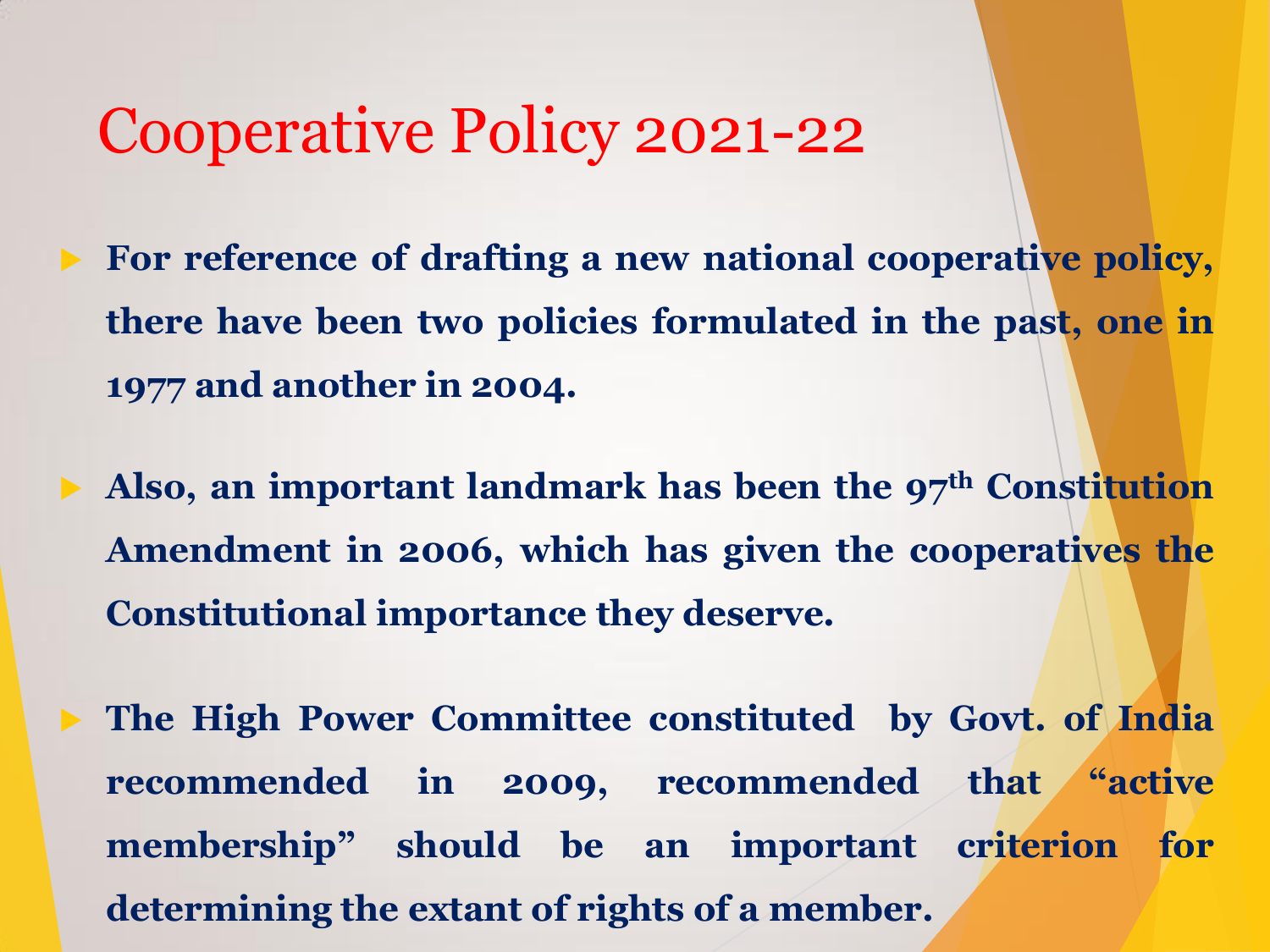# Cooperative Policy 2021-22

- **For reference of drafting a new national cooperative policy, there have been two policies formulated in the past, one in 1977 and another in 2004.**
- **Also, an important landmark has been the 97th Constitution Amendment in 2006, which has given the cooperatives the Constitutional importance they deserve.**
- **The High Power Committee constituted by Govt. of India recommended in 2009, recommended that "active membership" should be an important criterion for determining the extant of rights of a member.**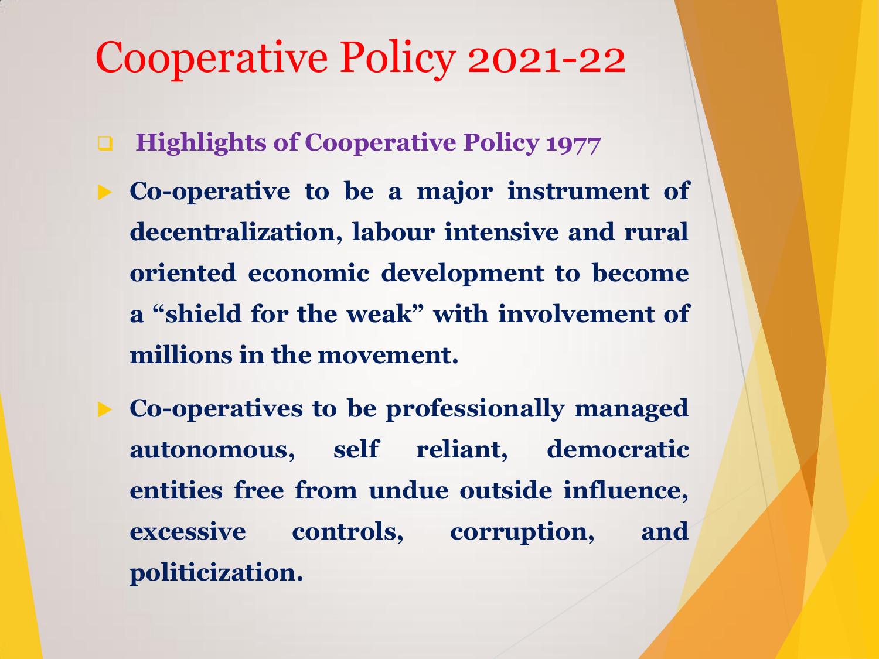# Cooperative Policy 2021-22

- **Highlights of Cooperative Policy 1977**

- **Co-operative to be a major instrument of decentralization, labour intensive and rural oriented economic development to become a "shield for the weak" with involvement of millions in the movement.**

- **Co-operatives to be professionally managed autonomous, self reliant, democratic entities free from undue outside influence, excessive controls, corruption, and politicization.**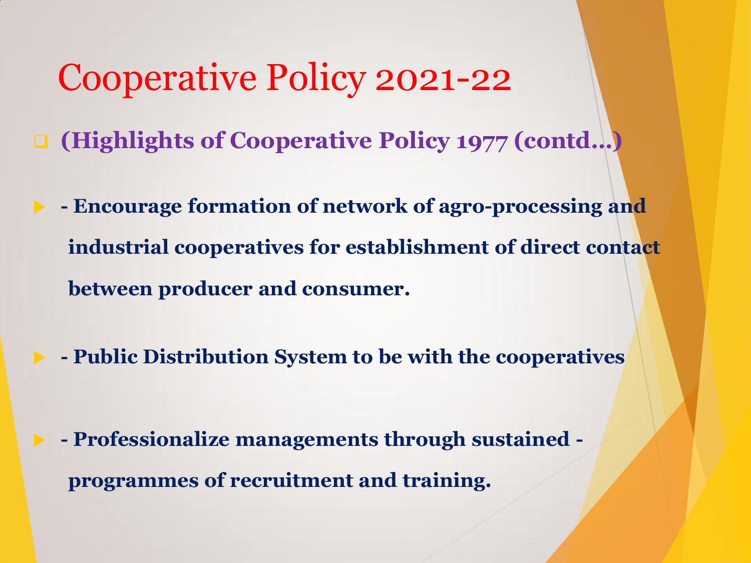# Cooperative Policy 2021-22

- **(Highlights of Cooperative Policy 1977 (contd…)**

- **- Encourage formation of network of agro-processing and industrial cooperatives for establishment of direct contact between producer and consumer.**

- **- Public Distribution System to be with the cooperatives**

- **- Professionalize managements through sustained - programmes of recruitment and training.**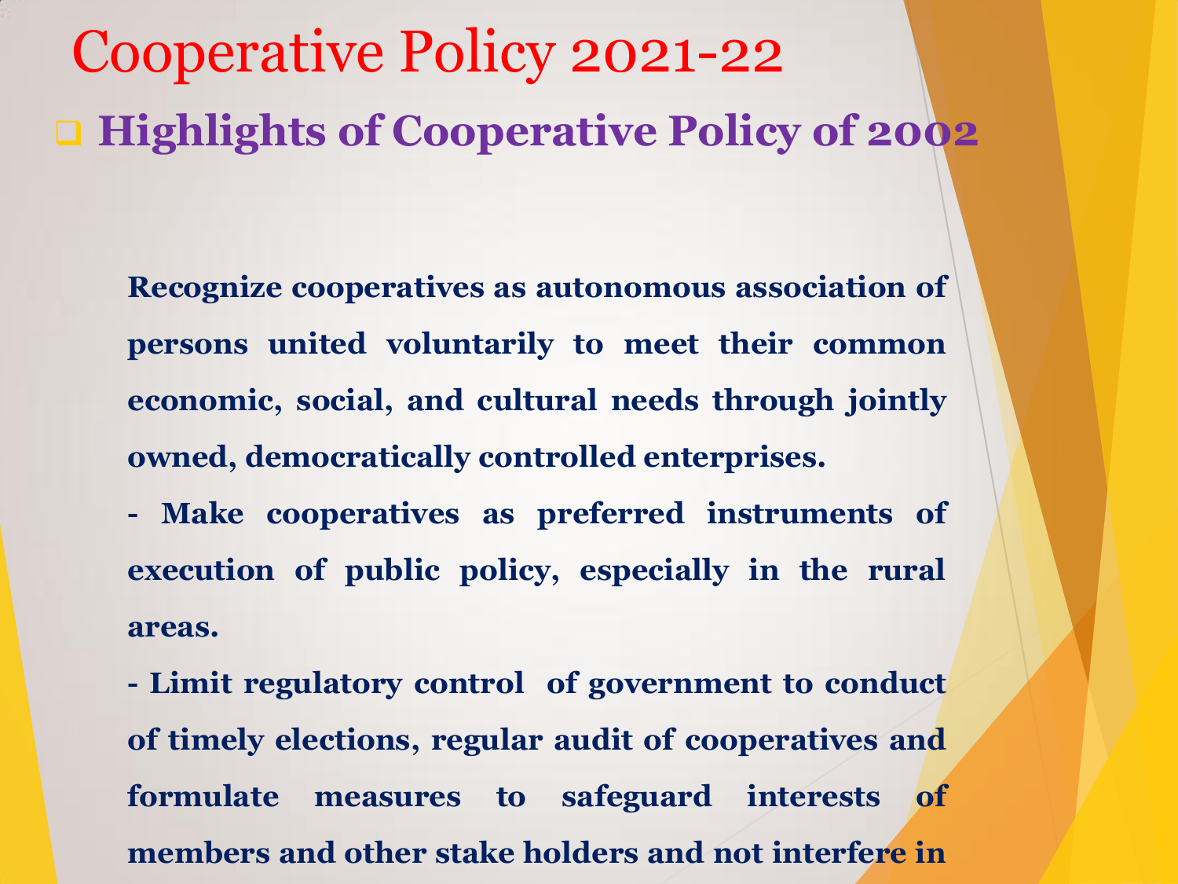# Cooperative Policy 2021-22

## Highlights of Cooperative Policy of 2002

**Recognize cooperatives as autonomous association of persons united voluntarily to meet their common economic, social, and cultural needs through jointly owned, democratically controlled enterprises.**

**- Make cooperatives as preferred instruments of execution of public policy, especially in the rural areas.**

**- Limit regulatory control of government to conduct of timely elections, regular audit of cooperatives and formulate measures to safeguard interests of members and other stake holders and not interfere in**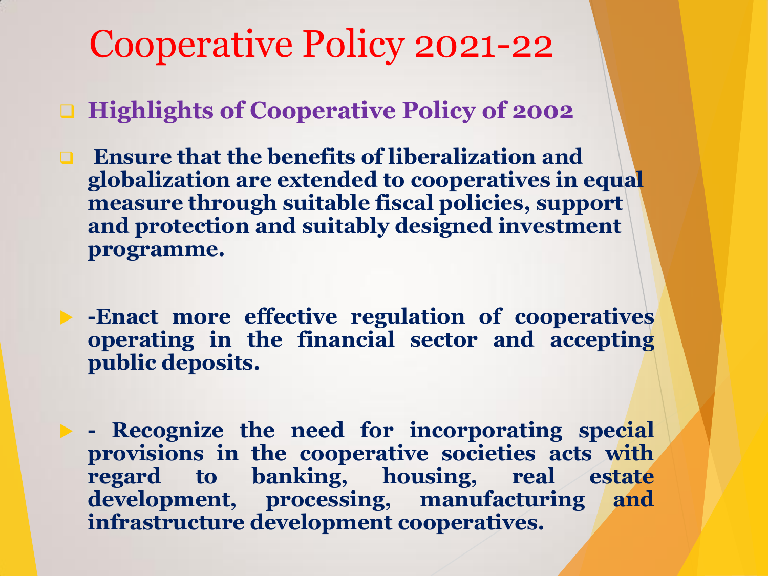# Cooperative Policy 2021-22

- **Highlights of Cooperative Policy of 2002**
- **Ensure that the benefits of liberalization and globalization are extended to cooperatives in equal measure through suitable fiscal policies, support and protection and suitably designed investment programme.**

- **-Enact more effective regulation of cooperatives operating in the financial sector and accepting public deposits.**

- **- Recognize the need for incorporating special provisions in the cooperative societies acts with regard to banking, housing, real estate development, processing, manufacturing and infrastructure development cooperatives.**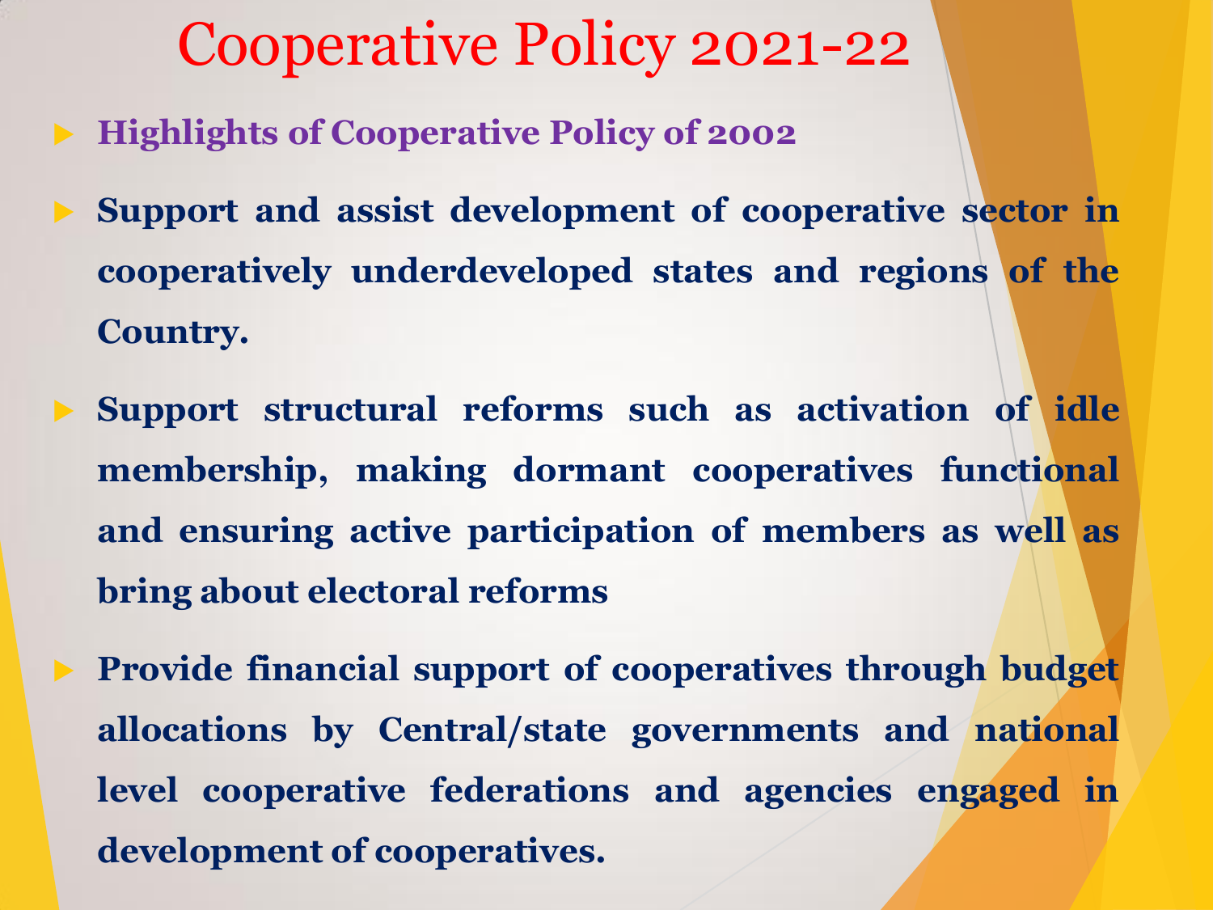# Cooperative Policy 2021-22

- **Highlights of Cooperative Policy of 2002**
- **Support and assist development of cooperative sector in cooperatively underdeveloped states and regions of the Country.**
- **Support structural reforms such as activation of idle membership, making dormant cooperatives functional and ensuring active participation of members as well as bring about electoral reforms**
- **Provide financial support of cooperatives through budget allocations by Central/state governments and national level cooperative federations and agencies engaged in development of cooperatives.**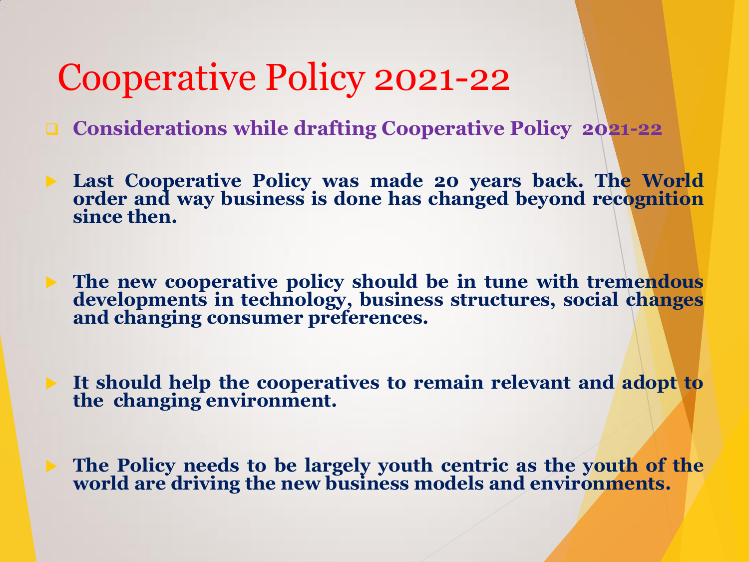# Cooperative Policy 2021-22

- **Considerations while drafting Cooperative Policy 2021-22**

- **Last Cooperative Policy was made 20 years back. The World order and way business is done has changed beyond recognition since then.**

- **The new cooperative policy should be in tune with tremendous developments in technology, business structures, social changes and changing consumer preferences.**

- **It should help the cooperatives to remain relevant and adopt to the changing environment.**

- **The Policy needs to be largely youth centric as the youth of the world are driving the new business models and environments.**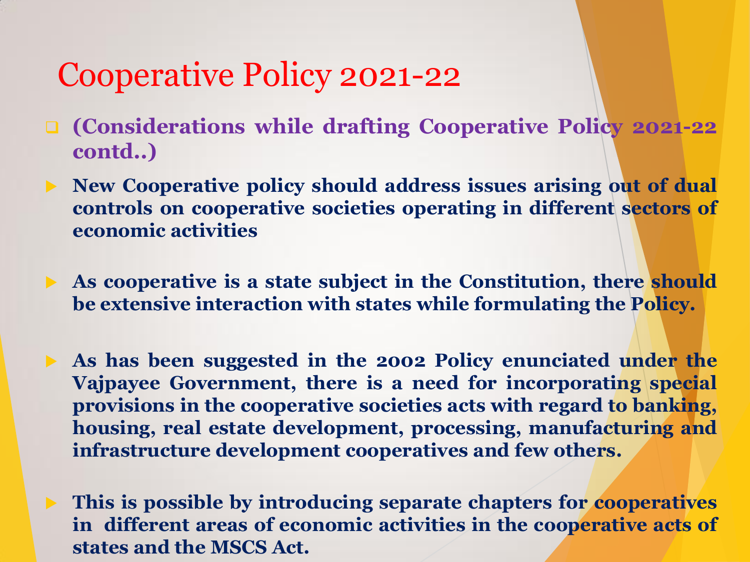# Cooperative Policy 2021-22

- **(Considerations while drafting Cooperative Policy 2021-22 contd..)**

- **New Cooperative policy should address issues arising out of dual controls on cooperative societies operating in different sectors of economic activities**

- **As cooperative is a state subject in the Constitution, there should be extensive interaction with states while formulating the Policy.**

- **As has been suggested in the 2002 Policy enunciated under the Vajpayee Government, there is a need for incorporating special provisions in the cooperative societies acts with regard to banking, housing, real estate development, processing, manufacturing and infrastructure development cooperatives and few others.**

- **This is possible by introducing separate chapters for cooperatives in different areas of economic activities in the cooperative acts of states and the MSCS Act.**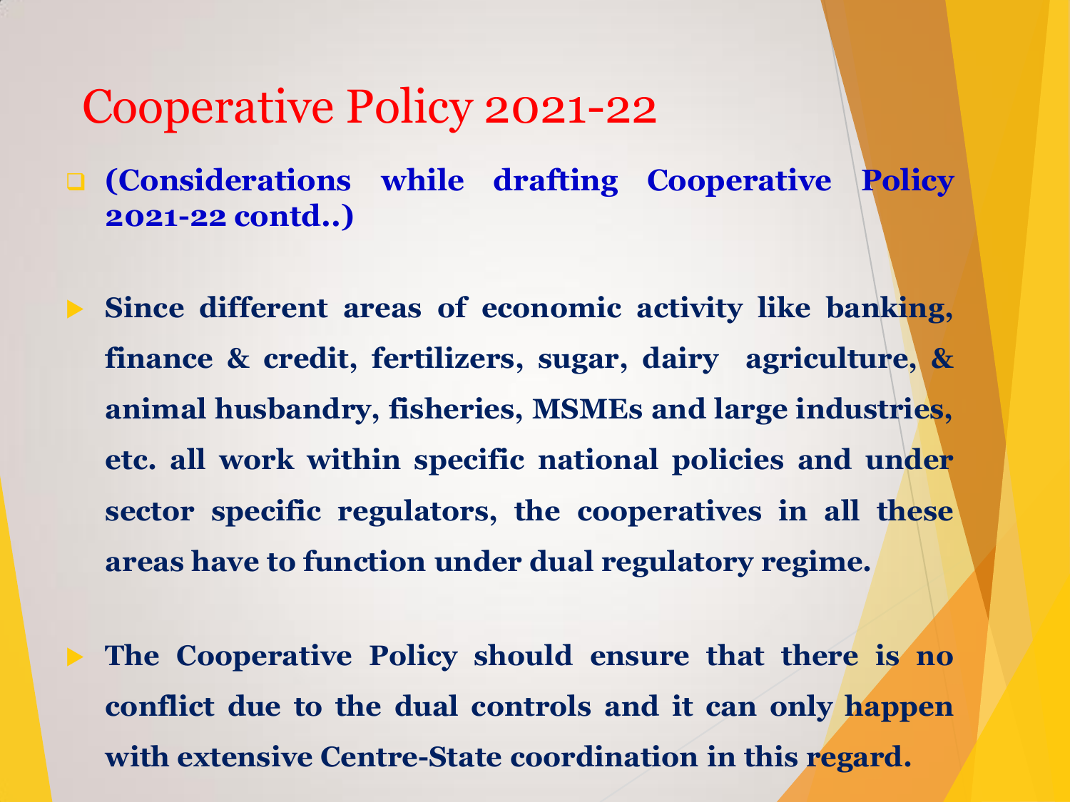# Cooperative Policy 2021-22

- **(Considerations while drafting Cooperative Policy 2021-22 contd..)**

- **Since different areas of economic activity like banking, finance & credit, fertilizers, sugar, dairy agriculture, & animal husbandry, fisheries, MSMEs and large industries, etc. all work within specific national policies and under sector specific regulators, the cooperatives in all these areas have to function under dual regulatory regime.**

- **The Cooperative Policy should ensure that there is no conflict due to the dual controls and it can only happen with extensive Centre-State coordination in this regard.**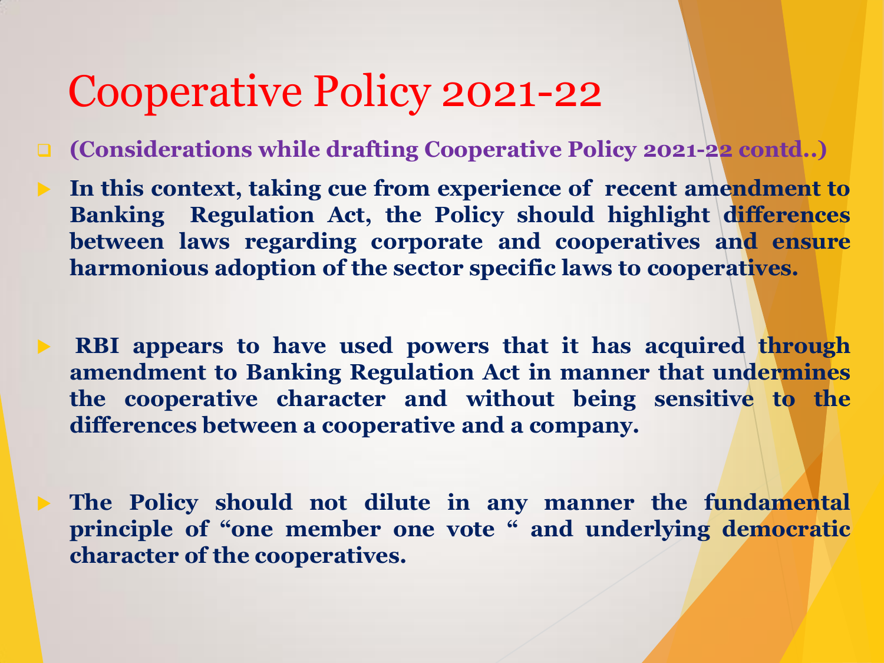# Cooperative Policy 2021-22

- **(Considerations while drafting Cooperative Policy 2021-22 contd..)**

- **In this context, taking cue from experience of recent amendment to Banking Regulation Act, the Policy should highlight differences between laws regarding corporate and cooperatives and ensure harmonious adoption of the sector specific laws to cooperatives.**

- **RBI appears to have used powers that it has acquired through amendment to Banking Regulation Act in manner that undermines the cooperative character and without being sensitive to the differences between a cooperative and a company.**

- **The Policy should not dilute in any manner the fundamental principle of "one member one vote " and underlying democratic character of the cooperatives.**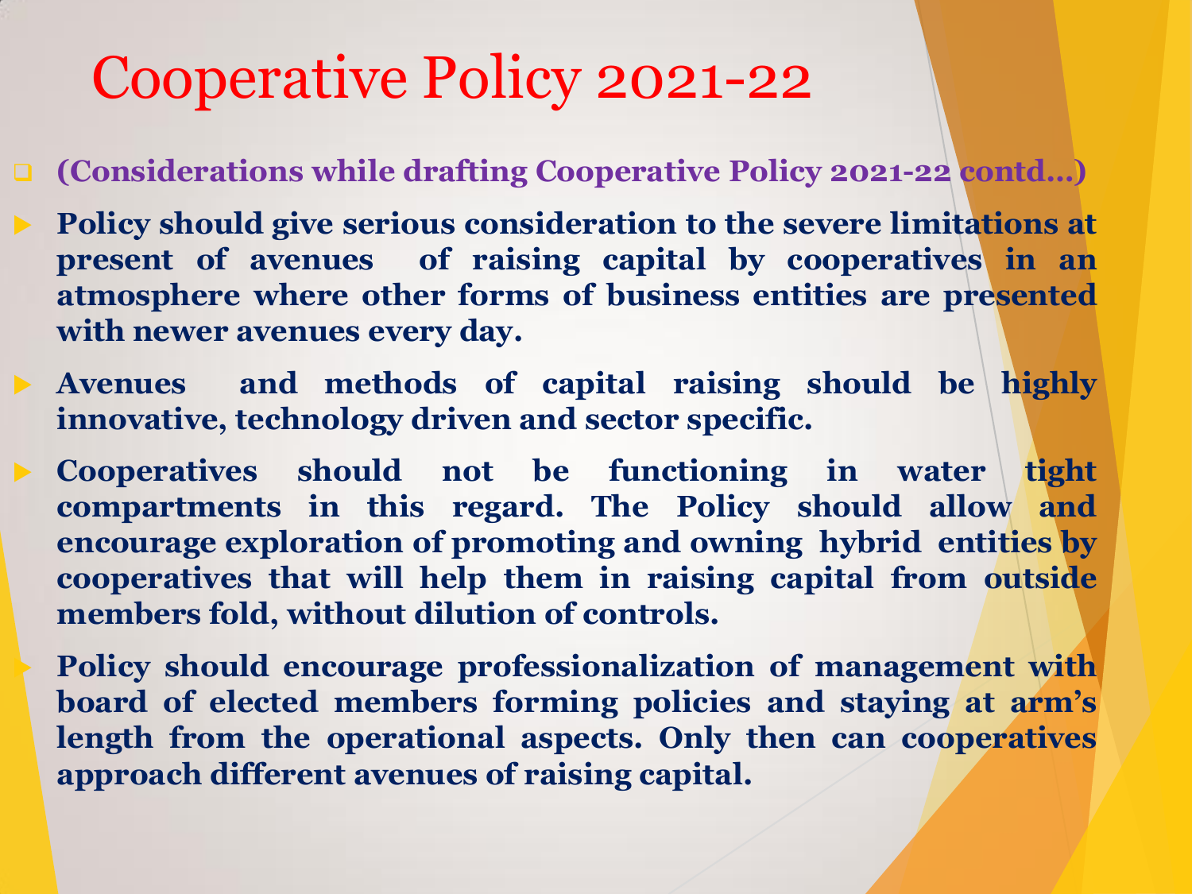# Cooperative Policy 2021-22

- **(Considerations while drafting Cooperative Policy 2021-22 contd…)**

- **Policy should give serious consideration to the severe limitations at present of avenues of raising capital by cooperatives in an atmosphere where other forms of business entities are presented with newer avenues every day.**
- **Avenues and methods of capital raising should be highly innovative, technology driven and sector specific.**
- **Cooperatives should not be functioning in water tight compartments in this regard. The Policy should allow and encourage exploration of promoting and owning hybrid entities by cooperatives that will help them in raising capital from outside members fold, without dilution of controls.**
- **Policy should encourage professionalization of management with board of elected members forming policies and staying at arm's length from the operational aspects. Only then can cooperatives approach different avenues of raising capital.**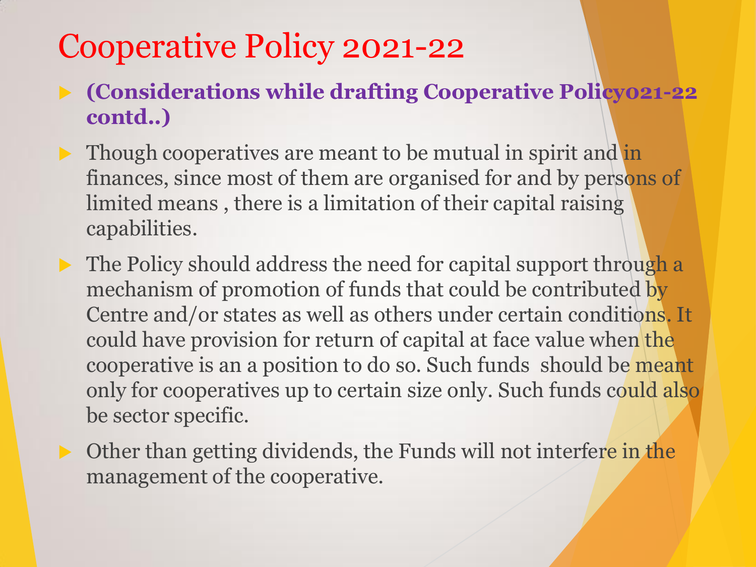# Cooperative Policy 2021-22

- **(Considerations while drafting Cooperative Policy021-22 contd..)**
- Though cooperatives are meant to be mutual in spirit and in finances, since most of them are organised for and by persons of limited means , there is a limitation of their capital raising capabilities.
- The Policy should address the need for capital support through a mechanism of promotion of funds that could be contributed by Centre and/or states as well as others under certain conditions. It could have provision for return of capital at face value when the cooperative is an a position to do so. Such funds should be meant only for cooperatives up to certain size only. Such funds could also be sector specific.
- Other than getting dividends, the Funds will not interfere in the management of the cooperative.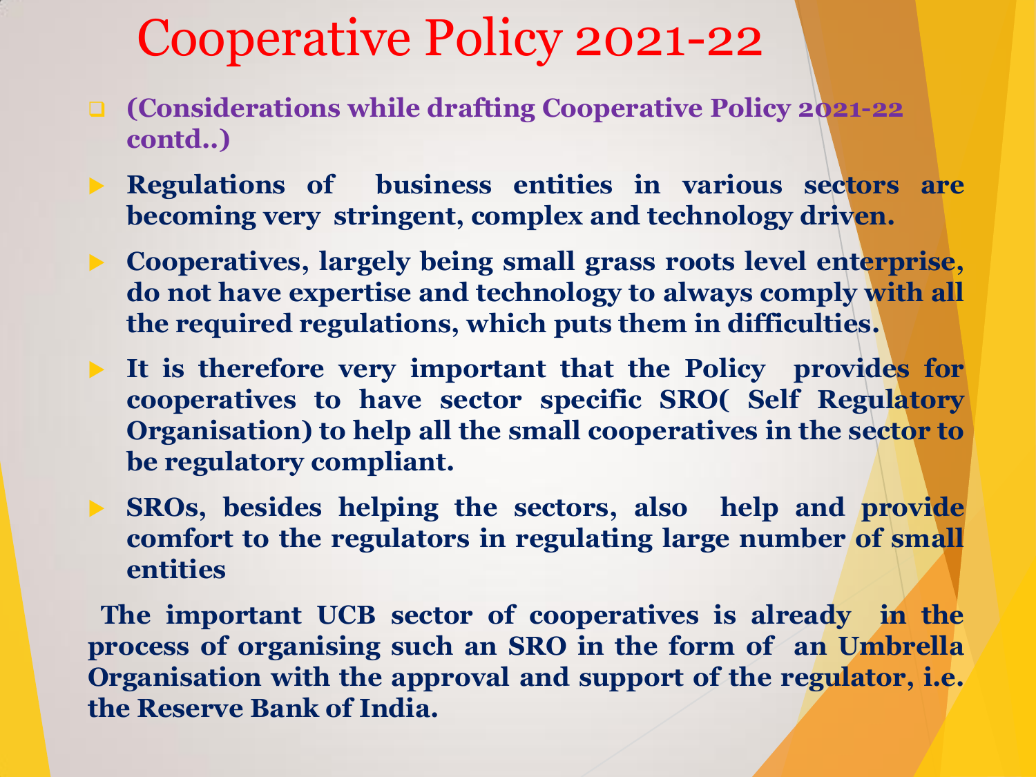# Cooperative Policy 2021-22

- **(Considerations while drafting Cooperative Policy 2021-22 contd..)**

- **Regulations of business entities in various sectors are becoming very stringent, complex and technology driven.**
- **Cooperatives, largely being small grass roots level enterprise, do not have expertise and technology to always comply with all the required regulations, which puts them in difficulties.**
- **It is therefore very important that the Policy provides for cooperatives to have sector specific SRO( Self Regulatory Organisation) to help all the small cooperatives in the sector to be regulatory compliant.**
- **SROs, besides helping the sectors, also help and provide comfort to the regulators in regulating large number of small entities**

**The important UCB sector of cooperatives is already in the process of organising such an SRO in the form of an Umbrella Organisation with the approval and support of the regulator, i.e. the Reserve Bank of India.**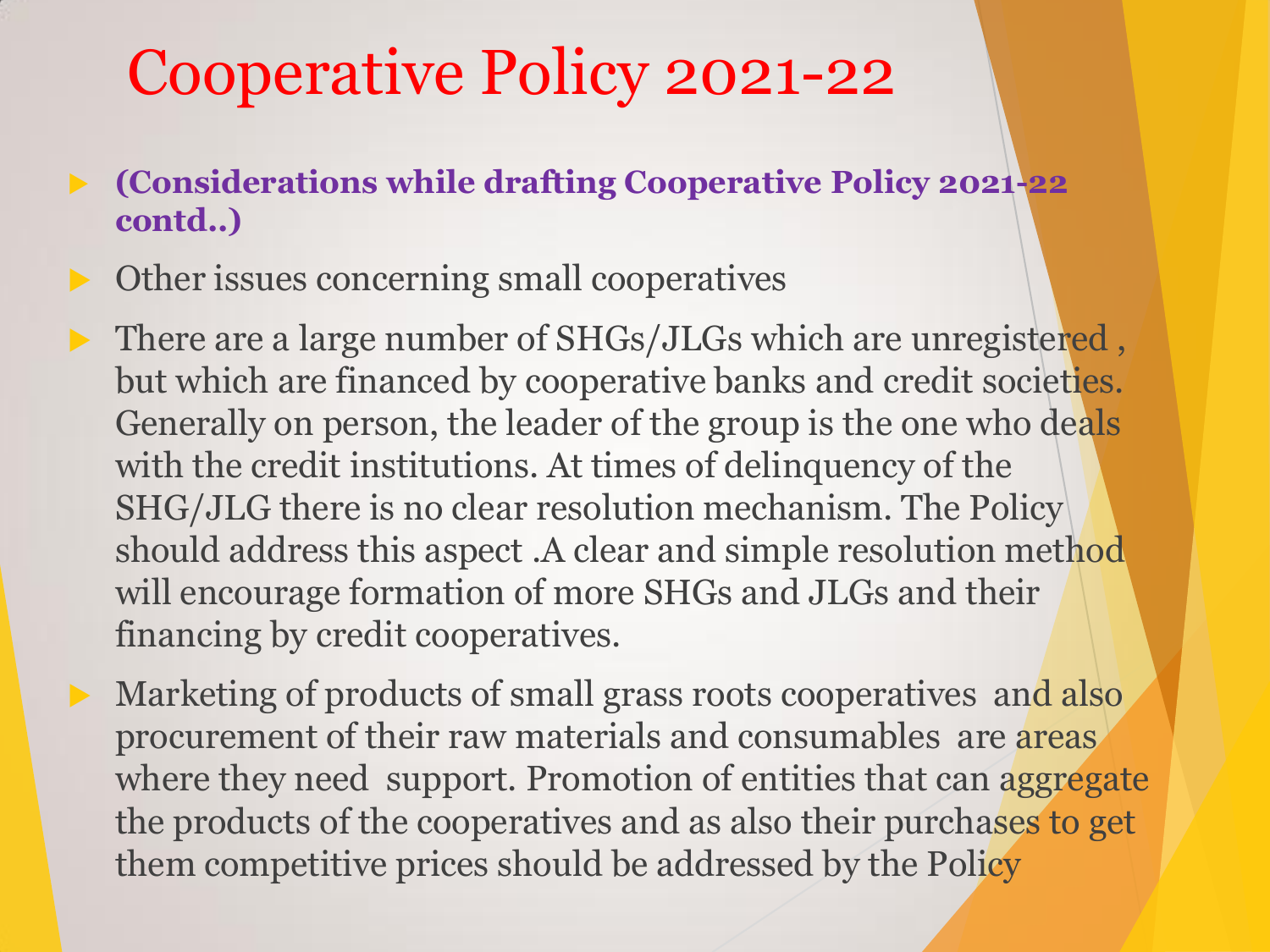# Cooperative Policy 2021-22

- **(Considerations while drafting Cooperative Policy 2021-22 contd..)**
- Other issues concerning small cooperatives
- There are a large number of SHGs/JLGs which are unregistered , but which are financed by cooperative banks and credit societies. Generally on person, the leader of the group is the one who deals with the credit institutions. At times of delinquency of the SHG/JLG there is no clear resolution mechanism. The Policy should address this aspect .A clear and simple resolution method will encourage formation of more SHGs and JLGs and their financing by credit cooperatives.
- Marketing of products of small grass roots cooperatives and also procurement of their raw materials and consumables are areas where they need support. Promotion of entities that can aggregate the products of the cooperatives and as also their purchases to get them competitive prices should be addressed by the Policy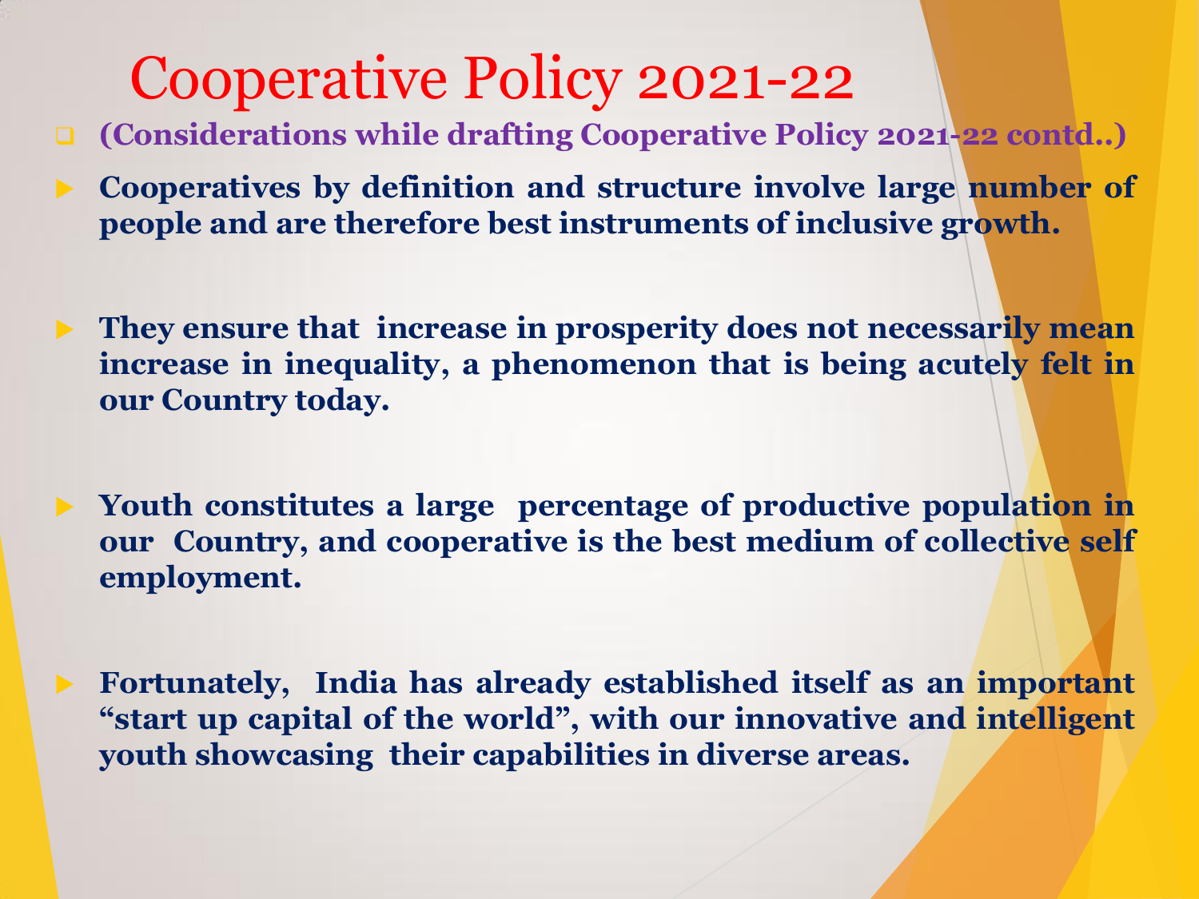# Cooperative Policy 2021-22

- **(Considerations while drafting Cooperative Policy 2021-22 contd..)**

- **Cooperatives by definition and structure involve large number of people and are therefore best instruments of inclusive growth.**

- **They ensure that increase in prosperity does not necessarily mean increase in inequality, a phenomenon that is being acutely felt in our Country today.**

- **Youth constitutes a large percentage of productive population in our Country, and cooperative is the best medium of collective self employment.**

- **Fortunately, India has already established itself as an important "start up capital of the world", with our innovative and intelligent youth showcasing their capabilities in diverse areas.**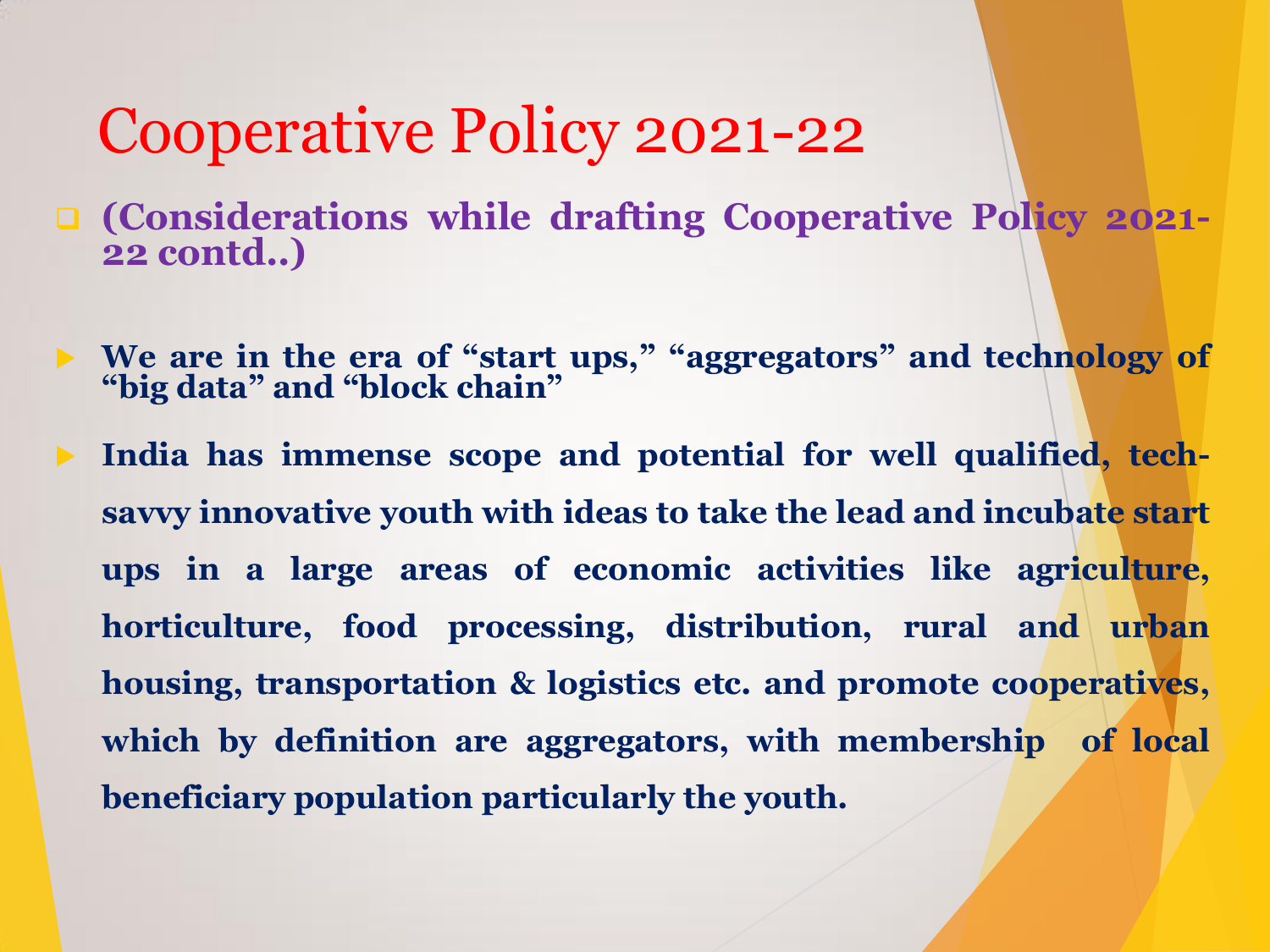# Cooperative Policy 2021-22

- **(Considerations while drafting Cooperative Policy 2021-22 contd..)**

- **We are in the era of "start ups," "aggregators" and technology of "big data" and "block chain"**
- **India has immense scope and potential for well qualified, tech-savvy innovative youth with ideas to take the lead and incubate start ups in a large areas of economic activities like agriculture, horticulture, food processing, distribution, rural and urban housing, transportation & logistics etc. and promote cooperatives, which by definition are aggregators, with membership of local beneficiary population particularly the youth.**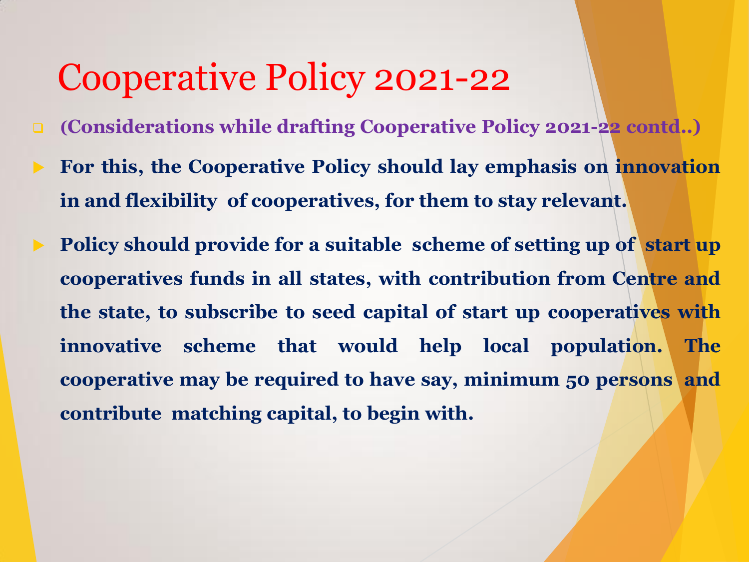# Cooperative Policy 2021-22

- **(Considerations while drafting Cooperative Policy 2021-22 contd..)**
- **For this, the Cooperative Policy should lay emphasis on innovation in and flexibility of cooperatives, for them to stay relevant.**
- **Policy should provide for a suitable scheme of setting up of start up cooperatives funds in all states, with contribution from Centre and the state, to subscribe to seed capital of start up cooperatives with innovative scheme that would help local population. The cooperative may be required to have say, minimum 50 persons and contribute matching capital, to begin with.**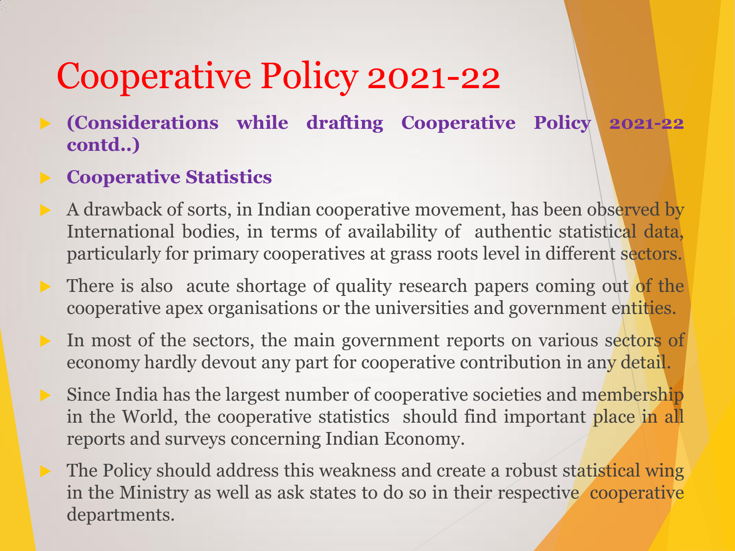# Cooperative Policy 2021-22

- **(Considerations while drafting Cooperative Policy 2021-22 contd..)**
- **Cooperative Statistics**
- A drawback of sorts, in Indian cooperative movement, has been observed by International bodies, in terms of availability of authentic statistical data, particularly for primary cooperatives at grass roots level in different sectors.
- There is also acute shortage of quality research papers coming out of the cooperative apex organisations or the universities and government entities.
- In most of the sectors, the main government reports on various sectors of economy hardly devout any part for cooperative contribution in any detail.
- Since India has the largest number of cooperative societies and membership in the World, the cooperative statistics should find important place in all reports and surveys concerning Indian Economy.
- The Policy should address this weakness and create a robust statistical wing in the Ministry as well as ask states to do so in their respective cooperative departments.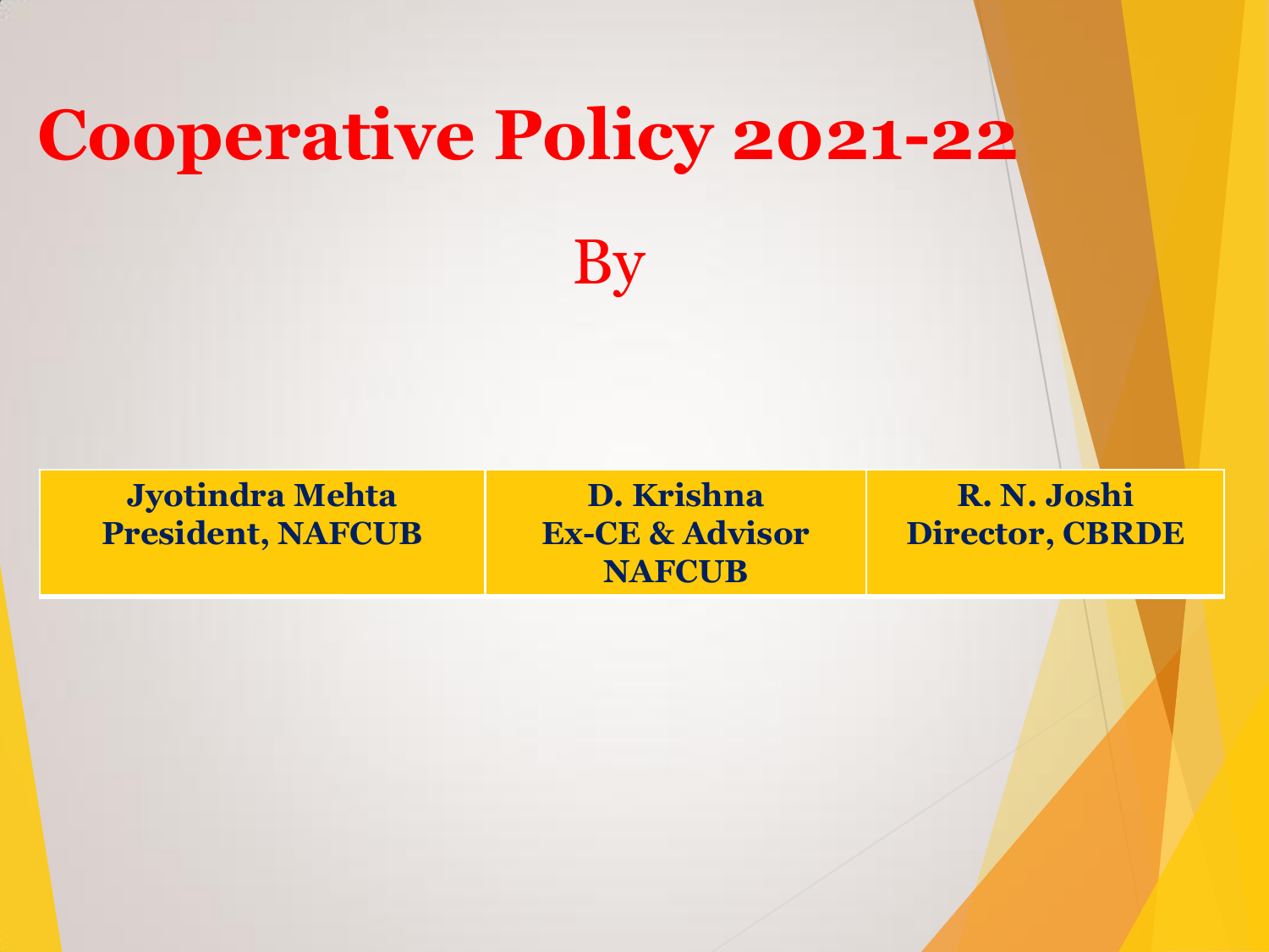# Cooperative Policy 2021-22

By

| | | |
|---|---|---|
| **Jyotindra Mehta**<br>**President, NAFCUB** | **D. Krishna**<br>**Ex-CE & Advisor**<br>**NAFCUB** | **R. N. Joshi**<br>**Director, CBRDE** |